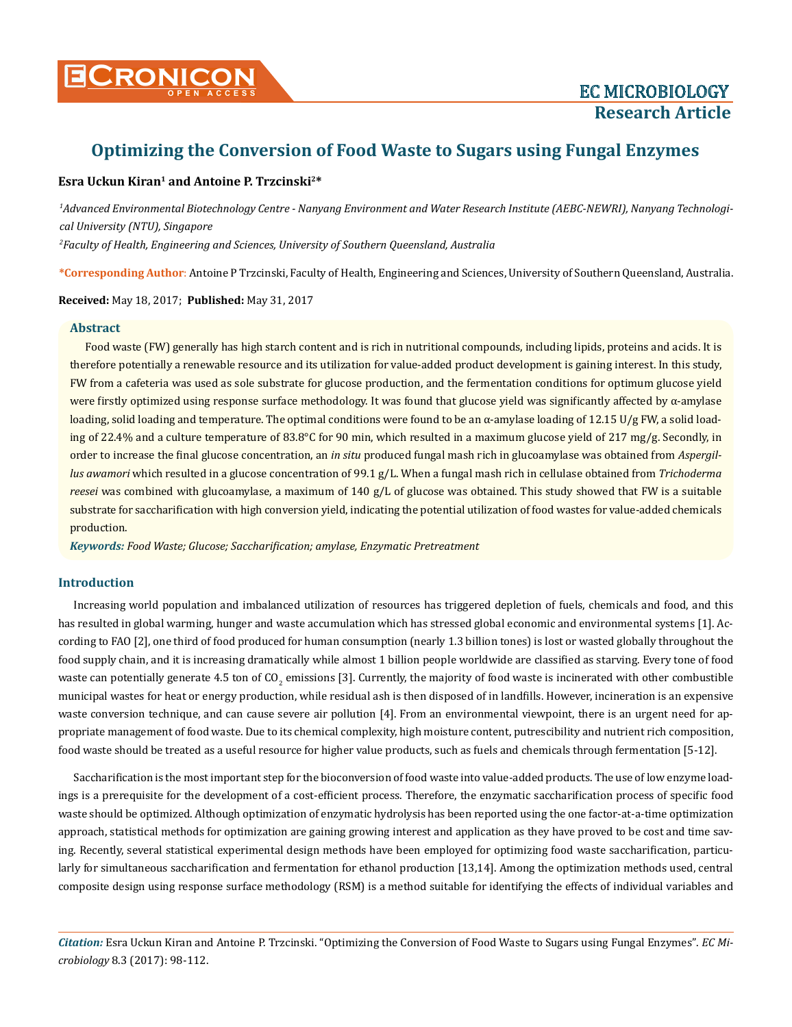# Optimizing the Conversion of Food Waste to Sugars using Fungal Enzymes

**Esra Uckun Kiran[1] and Antoine P. Trzcinski[2]***

*[1]Advanced Environmental Biotechnology Centre - Nanyang Environment and Water Research Institute (AEBC-NEWRI), Nanyang Technological University (NTU), Singapore*

*[2]Faculty of Health, Engineering and Sciences, University of Southern Queensland, Australia*

**\*Corresponding Author:** Antoine P Trzcinski, Faculty of Health, Engineering and Sciences, University of Southern Queensland, Australia.

**Received:** May 18, 2017; **Published:** May 31, 2017

## Abstract

Food waste (FW) generally has high starch content and is rich in nutritional compounds, including lipids, proteins and acids. It is therefore potentially a renewable resource and its utilization for value-added product development is gaining interest. In this study, FW from a cafeteria was used as sole substrate for glucose production, and the fermentation conditions for optimum glucose yield were firstly optimized using response surface methodology. It was found that glucose yield was significantly affected by α-amylase loading, solid loading and temperature. The optimal conditions were found to be an α-amylase loading of 12.15 U/g FW, a solid loading of 22.4% and a culture temperature of 83.8°C for 90 min, which resulted in a maximum glucose yield of 217 mg/g. Secondly, in order to increase the final glucose concentration, an *in situ* produced fungal mash rich in glucoamylase was obtained from *Aspergillus awamori* which resulted in a glucose concentration of 99.1 g/L. When a fungal mash rich in cellulase obtained from *Trichoderma reesei* was combined with glucoamylase, a maximum of 140 g/L of glucose was obtained. This study showed that FW is a suitable substrate for saccharification with high conversion yield, indicating the potential utilization of food wastes for value-added chemicals production.

***Keywords:*** *Food Waste; Glucose; Saccharification; amylase, Enzymatic Pretreatment*

## Introduction

Increasing world population and imbalanced utilization of resources has triggered depletion of fuels, chemicals and food, and this has resulted in global warming, hunger and waste accumulation which has stressed global economic and environmental systems [1]. According to FAO [2], one third of food produced for human consumption (nearly 1.3 billion tones) is lost or wasted globally throughout the food supply chain, and it is increasing dramatically while almost 1 billion people worldwide are classified as starving. Every tone of food waste can potentially generate 4.5 ton of $CO_2$ emissions [3]. Currently, the majority of food waste is incinerated with other combustible municipal wastes for heat or energy production, while residual ash is then disposed of in landfills. However, incineration is an expensive waste conversion technique, and can cause severe air pollution [4]. From an environmental viewpoint, there is an urgent need for appropriate management of food waste. Due to its chemical complexity, high moisture content, putrescibility and nutrient rich composition, food waste should be treated as a useful resource for higher value products, such as fuels and chemicals through fermentation [5-12].

Saccharification is the most important step for the bioconversion of food waste into value-added products. The use of low enzyme loadings is a prerequisite for the development of a cost-efficient process. Therefore, the enzymatic saccharification process of specific food waste should be optimized. Although optimization of enzymatic hydrolysis has been reported using the one factor-at-a-time optimization approach, statistical methods for optimization are gaining growing interest and application as they have proved to be cost and time saving. Recently, several statistical experimental design methods have been employed for optimizing food waste saccharification, particularly for simultaneous saccharification and fermentation for ethanol production [13,14]. Among the optimization methods used, central composite design using response surface methodology (RSM) is a method suitable for identifying the effects of individual variables and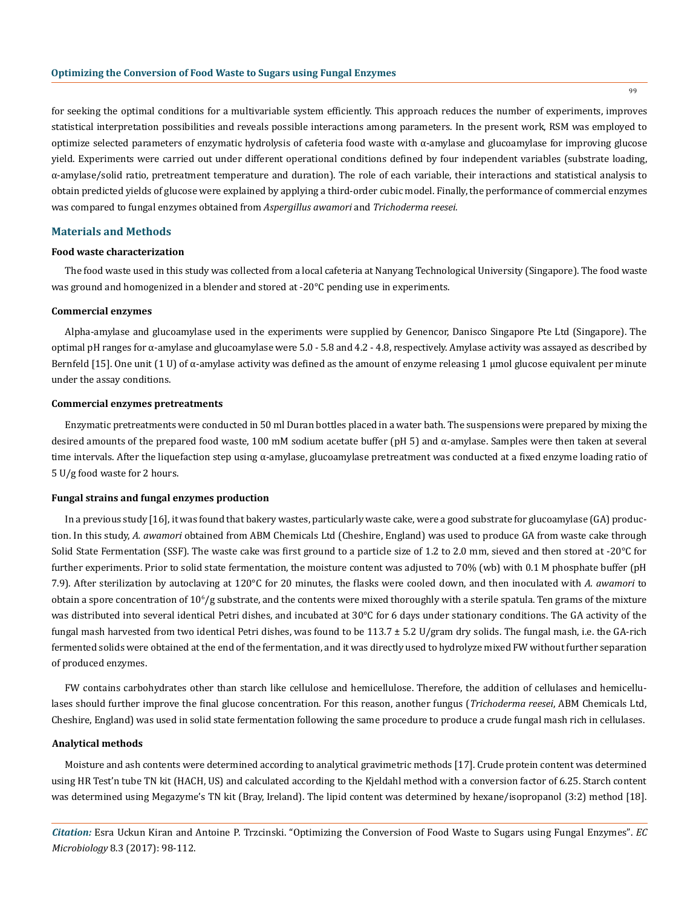for seeking the optimal conditions for a multivariable system efficiently. This approach reduces the number of experiments, improves statistical interpretation possibilities and reveals possible interactions among parameters. In the present work, RSM was employed to optimize selected parameters of enzymatic hydrolysis of cafeteria food waste with α-amylase and glucoamylase for improving glucose yield. Experiments were carried out under different operational conditions defined by four independent variables (substrate loading, α-amylase/solid ratio, pretreatment temperature and duration). The role of each variable, their interactions and statistical analysis to obtain predicted yields of glucose were explained by applying a third-order cubic model. Finally, the performance of commercial enzymes was compared to fungal enzymes obtained from *Aspergillus awamori* and *Trichoderma reesei*.

## Materials and Methods

### Food waste characterization

The food waste used in this study was collected from a local cafeteria at Nanyang Technological University (Singapore). The food waste was ground and homogenized in a blender and stored at -20°C pending use in experiments.

### Commercial enzymes

Alpha-amylase and glucoamylase used in the experiments were supplied by Genencor, Danisco Singapore Pte Ltd (Singapore). The optimal pH ranges for α-amylase and glucoamylase were 5.0 - 5.8 and 4.2 - 4.8, respectively. Amylase activity was assayed as described by Bernfeld [15]. One unit (1 U) of α-amylase activity was defined as the amount of enzyme releasing 1 µmol glucose equivalent per minute under the assay conditions.

### Commercial enzymes pretreatments

Enzymatic pretreatments were conducted in 50 ml Duran bottles placed in a water bath. The suspensions were prepared by mixing the desired amounts of the prepared food waste, 100 mM sodium acetate buffer (pH 5) and α-amylase. Samples were then taken at several time intervals. After the liquefaction step using α-amylase, glucoamylase pretreatment was conducted at a fixed enzyme loading ratio of 5 U/g food waste for 2 hours.

### Fungal strains and fungal enzymes production

In a previous study [16], it was found that bakery wastes, particularly waste cake, were a good substrate for glucoamylase (GA) production. In this study, *A. awamori* obtained from ABM Chemicals Ltd (Cheshire, England) was used to produce GA from waste cake through Solid State Fermentation (SSF). The waste cake was first ground to a particle size of 1.2 to 2.0 mm, sieved and then stored at -20°C for further experiments. Prior to solid state fermentation, the moisture content was adjusted to 70% (wb) with 0.1 M phosphate buffer (pH 7.9). After sterilization by autoclaving at 120°C for 20 minutes, the flasks were cooled down, and then inoculated with *A. awamori* to obtain a spore concentration of $10^6$/g substrate, and the contents were mixed thoroughly with a sterile spatula. Ten grams of the mixture was distributed into several identical Petri dishes, and incubated at 30°C for 6 days under stationary conditions. The GA activity of the fungal mash harvested from two identical Petri dishes, was found to be 113.7 ± 5.2 U/gram dry solids. The fungal mash, i.e. the GA-rich fermented solids were obtained at the end of the fermentation, and it was directly used to hydrolyze mixed FW without further separation of produced enzymes.

FW contains carbohydrates other than starch like cellulose and hemicellulose. Therefore, the addition of cellulases and hemicellulases should further improve the final glucose concentration. For this reason, another fungus (*Trichoderma reesei*, ABM Chemicals Ltd, Cheshire, England) was used in solid state fermentation following the same procedure to produce a crude fungal mash rich in cellulases.

### Analytical methods

Moisture and ash contents were determined according to analytical gravimetric methods [17]. Crude protein content was determined using HR Test'n tube TN kit (HACH, US) and calculated according to the Kjeldahl method with a conversion factor of 6.25. Starch content was determined using Megazyme's TN kit (Bray, Ireland). The lipid content was determined by hexane/isopropanol (3:2) method [18].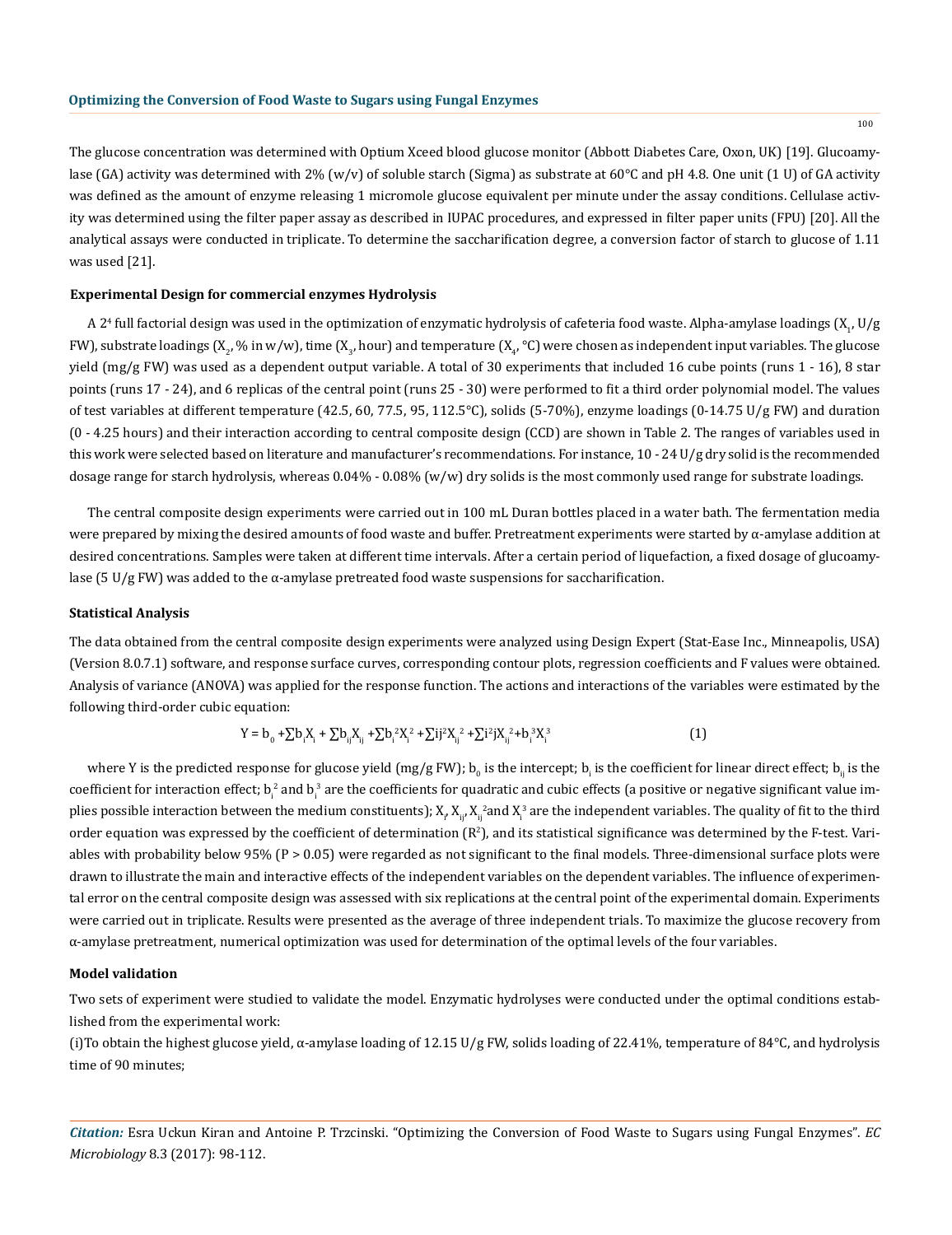The glucose concentration was determined with Optium Xceed blood glucose monitor (Abbott Diabetes Care, Oxon, UK) [19]. Glucoamylase (GA) activity was determined with 2% (w/v) of soluble starch (Sigma) as substrate at 60°C and pH 4.8. One unit (1 U) of GA activity was defined as the amount of enzyme releasing 1 micromole glucose equivalent per minute under the assay conditions. Cellulase activity was determined using the filter paper assay as described in IUPAC procedures, and expressed in filter paper units (FPU) [20]. All the analytical assays were conducted in triplicate. To determine the saccharification degree, a conversion factor of starch to glucose of 1.11 was used [21].

### Experimental Design for commercial enzymes Hydrolysis

A $2^4$ full factorial design was used in the optimization of enzymatic hydrolysis of cafeteria food waste. Alpha-amylase loadings ($X_1$, U/g FW), substrate loadings ($X_2$, % in w/w), time ($X_3$, hour) and temperature ($X_4$, °C) were chosen as independent input variables. The glucose yield (mg/g FW) was used as a dependent output variable. A total of 30 experiments that included 16 cube points (runs 1 - 16), 8 star points (runs 17 - 24), and 6 replicas of the central point (runs 25 - 30) were performed to fit a third order polynomial model. The values of test variables at different temperature (42.5, 60, 77.5, 95, 112.5°C), solids (5-70%), enzyme loadings (0-14.75 U/g FW) and duration (0 - 4.25 hours) and their interaction according to central composite design (CCD) are shown in Table 2. The ranges of variables used in this work were selected based on literature and manufacturer's recommendations. For instance, 10 - 24 U/g dry solid is the recommended dosage range for starch hydrolysis, whereas 0.04% - 0.08% (w/w) dry solids is the most commonly used range for substrate loadings.

The central composite design experiments were carried out in 100 mL Duran bottles placed in a water bath. The fermentation media were prepared by mixing the desired amounts of food waste and buffer. Pretreatment experiments were started by α-amylase addition at desired concentrations. Samples were taken at different time intervals. After a certain period of liquefaction, a fixed dosage of glucoamylase (5 U/g FW) was added to the α-amylase pretreated food waste suspensions for saccharification.

### Statistical Analysis

The data obtained from the central composite design experiments were analyzed using Design Expert (Stat-Ease Inc., Minneapolis, USA) (Version 8.0.7.1) software, and response surface curves, corresponding contour plots, regression coefficients and F values were obtained. Analysis of variance (ANOVA) was applied for the response function. The actions and interactions of the variables were estimated by the following third-order cubic equation:

$$Y = b_0 + \sum b_i X_i + \sum b_{ij} X_{ij} + \sum b_i^2 X_i^2 + \sum ij^2 X_{ij}^2 + \sum i^2 j X_{ij}^2 + b_i^3 X_i^3 \qquad (1)$$

where Y is the predicted response for glucose yield (mg/g FW); $b_0$ is the intercept; $b_i$ is the coefficient for linear direct effect; $b_{ij}$ is the coefficient for interaction effect; $b_i^2$ and $b_i^3$ are the coefficients for quadratic and cubic effects (a positive or negative significant value implies possible interaction between the medium constituents); $X_i$, $X_{ij}$, $X_{ij}^2$ and $X_i^3$ are the independent variables. The quality of fit to the third order equation was expressed by the coefficient of determination ($R^2$), and its statistical significance was determined by the F-test. Variables with probability below 95% ($P > 0.05$) were regarded as not significant to the final models. Three-dimensional surface plots were drawn to illustrate the main and interactive effects of the independent variables on the dependent variables. The influence of experimental error on the central composite design was assessed with six replications at the central point of the experimental domain. Experiments were carried out in triplicate. Results were presented as the average of three independent trials. To maximize the glucose recovery from α-amylase pretreatment, numerical optimization was used for determination of the optimal levels of the four variables.

### Model validation

Two sets of experiment were studied to validate the model. Enzymatic hydrolyses were conducted under the optimal conditions established from the experimental work:

(i) To obtain the highest glucose yield, α-amylase loading of 12.15 U/g FW, solids loading of 22.41%, temperature of 84°C, and hydrolysis time of 90 minutes;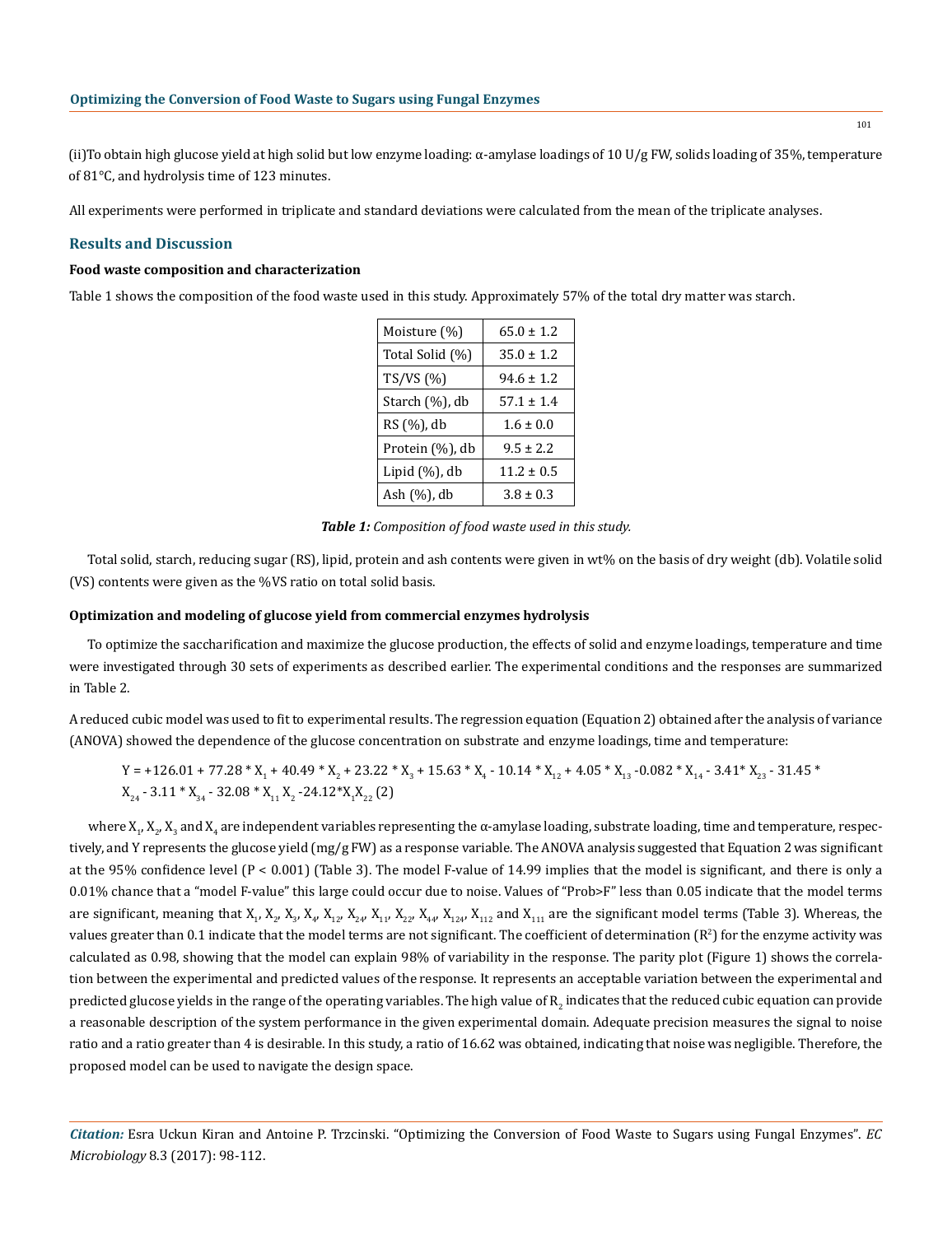(ii)To obtain high glucose yield at high solid but low enzyme loading: α-amylase loadings of 10 U/g FW, solids loading of 35%, temperature of 81°C, and hydrolysis time of 123 minutes.

All experiments were performed in triplicate and standard deviations were calculated from the mean of the triplicate analyses.

## Results and Discussion

### Food waste composition and characterization

Table 1 shows the composition of the food waste used in this study. Approximately 57% of the total dry matter was starch.

| | |
|---|---|
| Moisture (%) | 65.0 ± 1.2 |
| Total Solid (%) | 35.0 ± 1.2 |
| TS/VS (%) | 94.6 ± 1.2 |
| Starch (%), db | 57.1 ± 1.4 |
| RS (%), db | 1.6 ± 0.0 |
| Protein (%), db | 9.5 ± 2.2 |
| Lipid (%), db | 11.2 ± 0.5 |
| Ash (%), db | 3.8 ± 0.3 |

***Table 1:*** *Composition of food waste used in this study.*

Total solid, starch, reducing sugar (RS), lipid, protein and ash contents were given in wt% on the basis of dry weight (db). Volatile solid (VS) contents were given as the %VS ratio on total solid basis.

### Optimization and modeling of glucose yield from commercial enzymes hydrolysis

To optimize the saccharification and maximize the glucose production, the effects of solid and enzyme loadings, temperature and time were investigated through 30 sets of experiments as described earlier. The experimental conditions and the responses are summarized in Table 2.

A reduced cubic model was used to fit to experimental results. The regression equation (Equation 2) obtained after the analysis of variance (ANOVA) showed the dependence of the glucose concentration on substrate and enzyme loadings, time and temperature:

$$Y = +126.01 + 77.28 * X_1 + 40.49 * X_2 + 23.22 * X_3 + 15.63 * X_4 - 10.14 * X_{12} + 4.05 * X_{13} - 0.082 * X_{14} - 3.41 * X_{23} - 31.45 * X_{24} - 3.11 * X_{34} - 32.08 * X_{11} X_2 - 24.12 * X_1 X_{22} \quad (2)$$

where $X_1$, $X_2$, $X_3$ and $X_4$ are independent variables representing the α-amylase loading, substrate loading, time and temperature, respectively, and Y represents the glucose yield (mg/g FW) as a response variable. The ANOVA analysis suggested that Equation 2 was significant at the 95% confidence level ($P < 0.001$) (Table 3). The model F-value of 14.99 implies that the model is significant, and there is only a 0.01% chance that a "model F-value" this large could occur due to noise. Values of "Prob>F" less than 0.05 indicate that the model terms are significant, meaning that $X_1$, $X_2$, $X_3$, $X_4$, $X_{12}$, $X_{24}$, $X_{11}$, $X_{22}$, $X_{44}$, $X_{124}$, $X_{112}$ and $X_{111}$ are the significant model terms (Table 3). Whereas, the values greater than 0.1 indicate that the model terms are not significant. The coefficient of determination ($R^2$) for the enzyme activity was calculated as 0.98, showing that the model can explain 98% of variability in the response. The parity plot (Figure 1) shows the correlation between the experimental and predicted values of the response. It represents an acceptable variation between the experimental and predicted glucose yields in the range of the operating variables. The high value of $R_2$ indicates that the reduced cubic equation can provide a reasonable description of the system performance in the given experimental domain. Adequate precision measures the signal to noise ratio and a ratio greater than 4 is desirable. In this study, a ratio of 16.62 was obtained, indicating that noise was negligible. Therefore, the proposed model can be used to navigate the design space.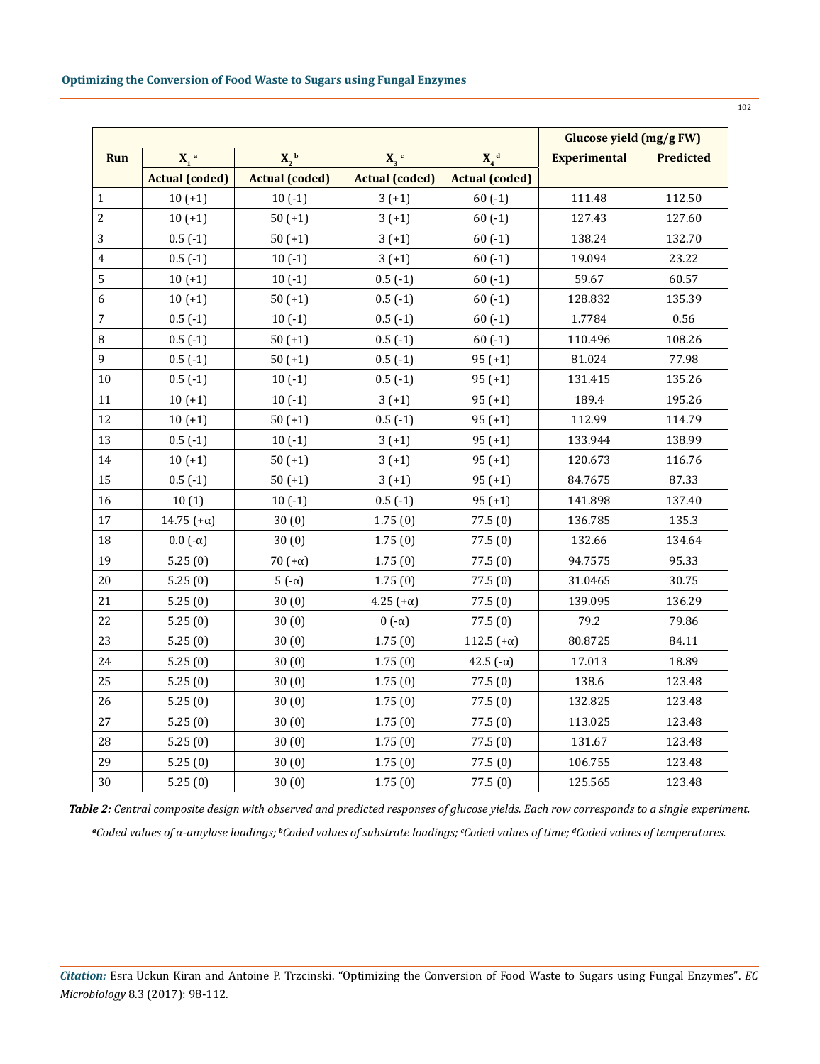| Run | $X_1$ [a] | $X_2$ [b] | $X_3$ [c] | $X_4$ [d] | Glucose yield (mg/g FW) | |
|---|---|---|---|---|---|---|
| | Actual (coded) | Actual (coded) | Actual (coded) | Actual (coded) | Experimental | Predicted |
| 1 | 10 (+1) | 10 (-1) | 3 (+1) | 60 (-1) | 111.48 | 112.50 |
| 2 | 10 (+1) | 50 (+1) | 3 (+1) | 60 (-1) | 127.43 | 127.60 |
| 3 | 0.5 (-1) | 50 (+1) | 3 (+1) | 60 (-1) | 138.24 | 132.70 |
| 4 | 0.5 (-1) | 10 (-1) | 3 (+1) | 60 (-1) | 19.094 | 23.22 |
| 5 | 10 (+1) | 10 (-1) | 0.5 (-1) | 60 (-1) | 59.67 | 60.57 |
| 6 | 10 (+1) | 50 (+1) | 0.5 (-1) | 60 (-1) | 128.832 | 135.39 |
| 7 | 0.5 (-1) | 10 (-1) | 0.5 (-1) | 60 (-1) | 1.7784 | 0.56 |
| 8 | 0.5 (-1) | 50 (+1) | 0.5 (-1) | 60 (-1) | 110.496 | 108.26 |
| 9 | 0.5 (-1) | 50 (+1) | 0.5 (-1) | 95 (+1) | 81.024 | 77.98 |
| 10 | 0.5 (-1) | 10 (-1) | 0.5 (-1) | 95 (+1) | 131.415 | 135.26 |
| 11 | 10 (+1) | 10 (-1) | 3 (+1) | 95 (+1) | 189.4 | 195.26 |
| 12 | 10 (+1) | 50 (+1) | 0.5 (-1) | 95 (+1) | 112.99 | 114.79 |
| 13 | 0.5 (-1) | 10 (-1) | 3 (+1) | 95 (+1) | 133.944 | 138.99 |
| 14 | 10 (+1) | 50 (+1) | 3 (+1) | 95 (+1) | 120.673 | 116.76 |
| 15 | 0.5 (-1) | 50 (+1) | 3 (+1) | 95 (+1) | 84.7675 | 87.33 |
| 16 | 10 (1) | 10 (-1) | 0.5 (-1) | 95 (+1) | 141.898 | 137.40 |
| 17 | 14.75 (+α) | 30 (0) | 1.75 (0) | 77.5 (0) | 136.785 | 135.3 |
| 18 | 0.0 (-α) | 30 (0) | 1.75 (0) | 77.5 (0) | 132.66 | 134.64 |
| 19 | 5.25 (0) | 70 (+α) | 1.75 (0) | 77.5 (0) | 94.7575 | 95.33 |
| 20 | 5.25 (0) | 5 (-α) | 1.75 (0) | 77.5 (0) | 31.0465 | 30.75 |
| 21 | 5.25 (0) | 30 (0) | 4.25 (+α) | 77.5 (0) | 139.095 | 136.29 |
| 22 | 5.25 (0) | 30 (0) | 0 (-α) | 77.5 (0) | 79.2 | 79.86 |
| 23 | 5.25 (0) | 30 (0) | 1.75 (0) | 112.5 (+α) | 80.8725 | 84.11 |
| 24 | 5.25 (0) | 30 (0) | 1.75 (0) | 42.5 (-α) | 17.013 | 18.89 |
| 25 | 5.25 (0) | 30 (0) | 1.75 (0) | 77.5 (0) | 138.6 | 123.48 |
| 26 | 5.25 (0) | 30 (0) | 1.75 (0) | 77.5 (0) | 132.825 | 123.48 |
| 27 | 5.25 (0) | 30 (0) | 1.75 (0) | 77.5 (0) | 113.025 | 123.48 |
| 28 | 5.25 (0) | 30 (0) | 1.75 (0) | 77.5 (0) | 131.67 | 123.48 |
| 29 | 5.25 (0) | 30 (0) | 1.75 (0) | 77.5 (0) | 106.755 | 123.48 |
| 30 | 5.25 (0) | 30 (0) | 1.75 (0) | 77.5 (0) | 125.565 | 123.48 |

***Table 2:*** *Central composite design with observed and predicted responses of glucose yields. Each row corresponds to a single experiment.*

*[a]Coded values of α-amylase loadings; [b]Coded values of substrate loadings; [c]Coded values of time; [d]Coded values of temperatures.*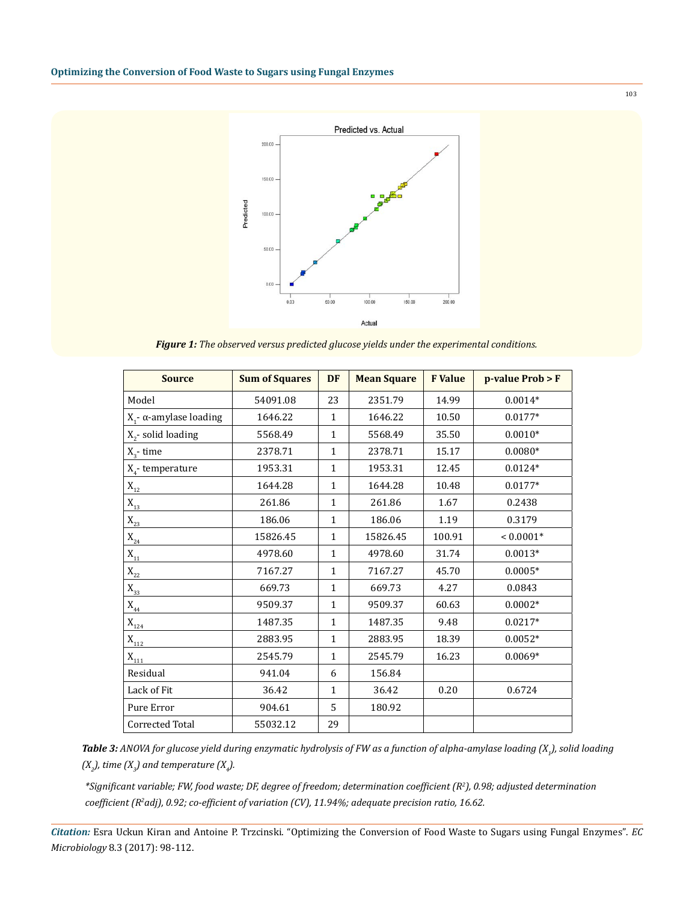*Figure 1:* *The observed versus predicted glucose yields under the experimental conditions.*

| Source | Sum of Squares | DF | Mean Square | F Value | p-value Prob > F |
|---|---|---|---|---|---|
| Model | 54091.08 | 23 | 2351.79 | 14.99 | 0.0014* |
| $X_1$- α-amylase loading | 1646.22 | 1 | 1646.22 | 10.50 | 0.0177* |
| $X_2$- solid loading | 5568.49 | 1 | 5568.49 | 35.50 | 0.0010* |
| $X_3$- time | 2378.71 | 1 | 2378.71 | 15.17 | 0.0080* |
| $X_4$- temperature | 1953.31 | 1 | 1953.31 | 12.45 | 0.0124* |
| $X_{12}$ | 1644.28 | 1 | 1644.28 | 10.48 | 0.0177* |
| $X_{13}$ | 261.86 | 1 | 261.86 | 1.67 | 0.2438 |
| $X_{23}$ | 186.06 | 1 | 186.06 | 1.19 | 0.3179 |
| $X_{24}$ | 15826.45 | 1 | 15826.45 | 100.91 | < 0.0001* |
| $X_{11}$ | 4978.60 | 1 | 4978.60 | 31.74 | 0.0013* |
| $X_{22}$ | 7167.27 | 1 | 7167.27 | 45.70 | 0.0005* |
| $X_{33}$ | 669.73 | 1 | 669.73 | 4.27 | 0.0843 |
| $X_{44}$ | 9509.37 | 1 | 9509.37 | 60.63 | 0.0002* |
| $X_{124}$ | 1487.35 | 1 | 1487.35 | 9.48 | 0.0217* |
| $X_{112}$ | 2883.95 | 1 | 2883.95 | 18.39 | 0.0052* |
| $X_{111}$ | 2545.79 | 1 | 2545.79 | 16.23 | 0.0069* |
| Residual | 941.04 | 6 | 156.84 | | |
| Lack of Fit | 36.42 | 1 | 36.42 | 0.20 | 0.6724 |
| Pure Error | 904.61 | 5 | 180.92 | | |
| Corrected Total | 55032.12 | 29 | | | |

***Table 3:*** *ANOVA for glucose yield during enzymatic hydrolysis of FW as a function of alpha-amylase loading ($X_1$), solid loading ($X_2$), time ($X_3$) and temperature ($X_4$).*

**Significant variable; FW, food waste; DF, degree of freedom; determination coefficient ($R^2$), 0.98; adjusted determination coefficient ($R^2adj$), 0.92; co-efficient of variation (CV), 11.94%; adequate precision ratio, 16.62.*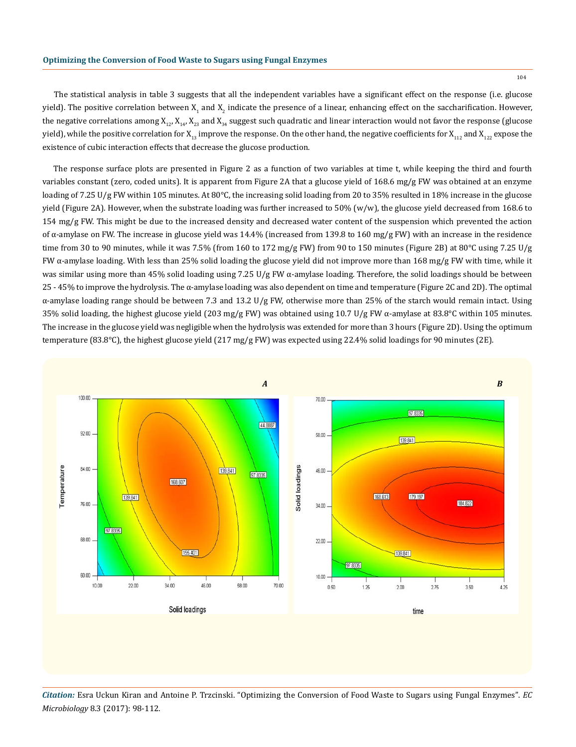The statistical analysis in table 3 suggests that all the independent variables have a significant effect on the response (i.e. glucose yield). The positive correlation between $X_1$ and $X_2$ indicate the presence of a linear, enhancing effect on the saccharification. However, the negative correlations among $X_{12}$, $X_{14}$, $X_{23}$ and $X_{34}$ suggest such quadratic and linear interaction would not favor the response (glucose yield), while the positive correlation for $X_{13}$ improve the response. On the other hand, the negative coefficients for $X_{112}$ and $X_{122}$ expose the existence of cubic interaction effects that decrease the glucose production.

The response surface plots are presented in Figure 2 as a function of two variables at time t, while keeping the third and fourth variables constant (zero, coded units). It is apparent from Figure 2A that a glucose yield of 168.6 mg/g FW was obtained at an enzyme loading of 7.25 U/g FW within 105 minutes. At 80°C, the increasing solid loading from 20 to 35% resulted in 18% increase in the glucose yield (Figure 2A). However, when the substrate loading was further increased to 50% (w/w), the glucose yield decreased from 168.6 to 154 mg/g FW. This might be due to the increased density and decreased water content of the suspension which prevented the action of α-amylase on FW. The increase in glucose yield was 14.4% (increased from 139.8 to 160 mg/g FW) with an increase in the residence time from 30 to 90 minutes, while it was 7.5% (from 160 to 172 mg/g FW) from 90 to 150 minutes (Figure 2B) at 80°C using 7.25 U/g FW α-amylase loading. With less than 25% solid loading the glucose yield did not improve more than 168 mg/g FW with time, while it was similar using more than 45% solid loading using 7.25 U/g FW α-amylase loading. Therefore, the solid loadings should be between 25 - 45% to improve the hydrolysis. The α-amylase loading was also dependent on time and temperature (Figure 2C and 2D). The optimal α-amylase loading range should be between 7.3 and 13.2 U/g FW, otherwise more than 25% of the starch would remain intact. Using 35% solid loading, the highest glucose yield (203 mg/g FW) was obtained using 10.7 U/g FW α-amylase at 83.8°C within 105 minutes. The increase in the glucose yield was negligible when the hydrolysis was extended for more than 3 hours (Figure 2D). Using the optimum temperature (83.8°C), the highest glucose yield (217 mg/g FW) was expected using 22.4% solid loadings for 90 minutes (2E).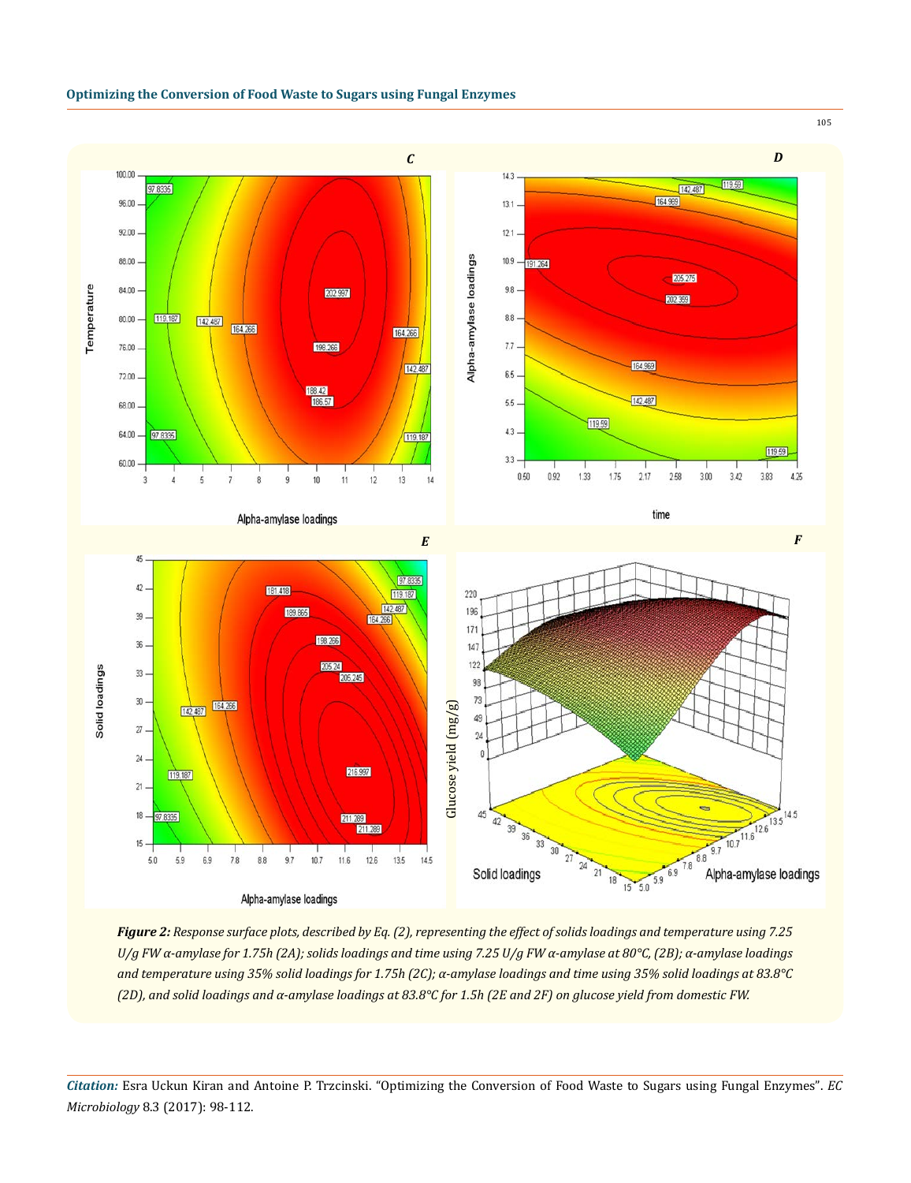***Figure 2:** Response surface plots, described by Eq. (2), representing the effect of solids loadings and temperature using 7.25 U/g FW α-amylase for 1.75h (2A); solids loadings and time using 7.25 U/g FW α-amylase at 80°C, (2B); α-amylase loadings and temperature using 35% solid loadings for 1.75h (2C); α-amylase loadings and time using 35% solid loadings at 83.8°C (2D), and solid loadings and α-amylase loadings at 83.8°C for 1.5h (2E and 2F) on glucose yield from domestic FW.*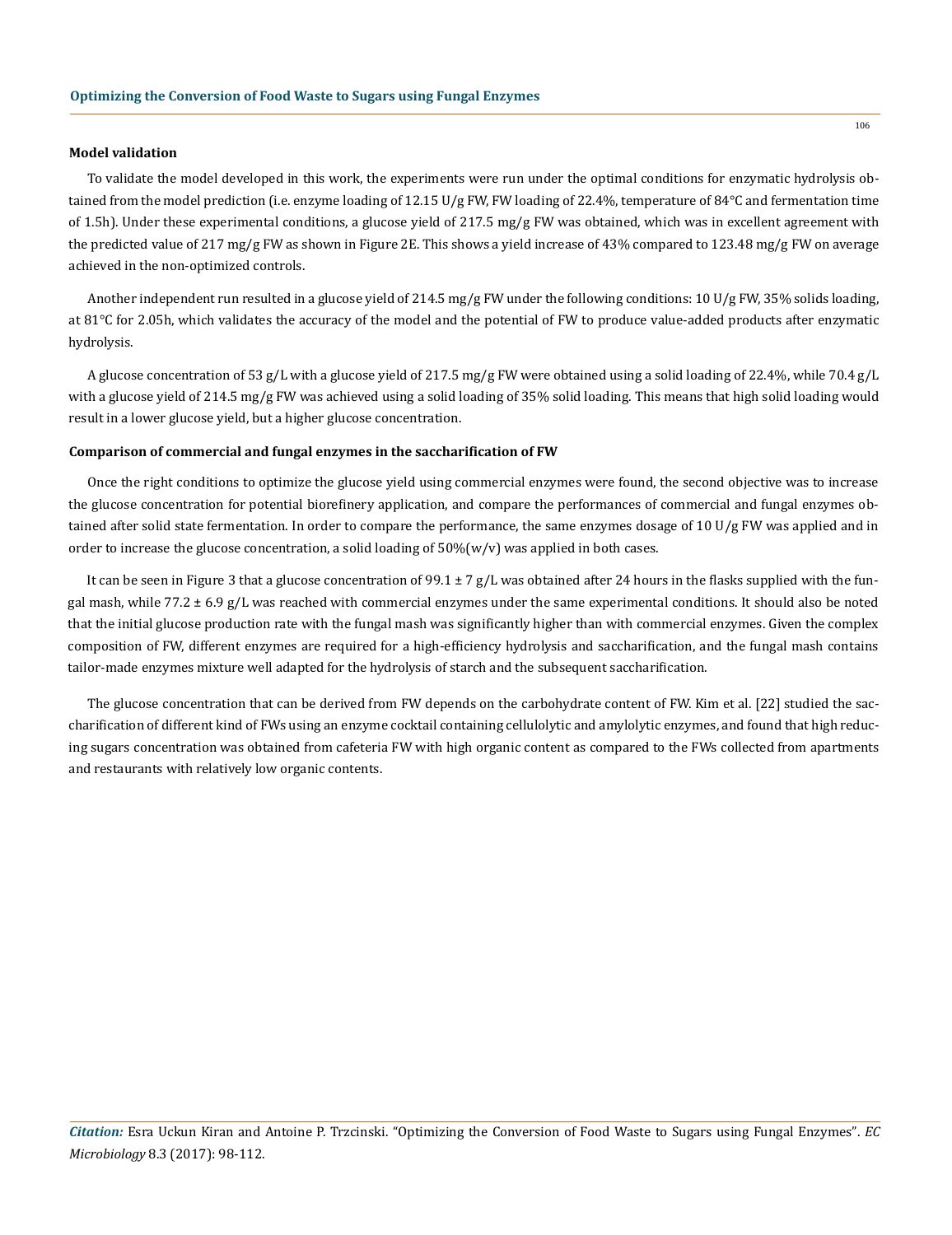**Model validation**

To validate the model developed in this work, the experiments were run under the optimal conditions for enzymatic hydrolysis obtained from the model prediction (i.e. enzyme loading of 12.15 U/g FW, FW loading of 22.4%, temperature of 84°C and fermentation time of 1.5h). Under these experimental conditions, a glucose yield of 217.5 mg/g FW was obtained, which was in excellent agreement with the predicted value of 217 mg/g FW as shown in Figure 2E. This shows a yield increase of 43% compared to 123.48 mg/g FW on average achieved in the non-optimized controls.

Another independent run resulted in a glucose yield of 214.5 mg/g FW under the following conditions: 10 U/g FW, 35% solids loading, at 81°C for 2.05h, which validates the accuracy of the model and the potential of FW to produce value-added products after enzymatic hydrolysis.

A glucose concentration of 53 g/L with a glucose yield of 217.5 mg/g FW were obtained using a solid loading of 22.4%, while 70.4 g/L with a glucose yield of 214.5 mg/g FW was achieved using a solid loading of 35% solid loading. This means that high solid loading would result in a lower glucose yield, but a higher glucose concentration.

**Comparison of commercial and fungal enzymes in the saccharification of FW**

Once the right conditions to optimize the glucose yield using commercial enzymes were found, the second objective was to increase the glucose concentration for potential biorefinery application, and compare the performances of commercial and fungal enzymes obtained after solid state fermentation. In order to compare the performance, the same enzymes dosage of 10 U/g FW was applied and in order to increase the glucose concentration, a solid loading of 50%(w/v) was applied in both cases.

It can be seen in Figure 3 that a glucose concentration of 99.1 ± 7 g/L was obtained after 24 hours in the flasks supplied with the fungal mash, while 77.2 ± 6.9 g/L was reached with commercial enzymes under the same experimental conditions. It should also be noted that the initial glucose production rate with the fungal mash was significantly higher than with commercial enzymes. Given the complex composition of FW, different enzymes are required for a high-efficiency hydrolysis and saccharification, and the fungal mash contains tailor-made enzymes mixture well adapted for the hydrolysis of starch and the subsequent saccharification.

The glucose concentration that can be derived from FW depends on the carbohydrate content of FW. Kim et al. [22] studied the saccharification of different kind of FWs using an enzyme cocktail containing cellulolytic and amylolytic enzymes, and found that high reducing sugars concentration was obtained from cafeteria FW with high organic content as compared to the FWs collected from apartments and restaurants with relatively low organic contents.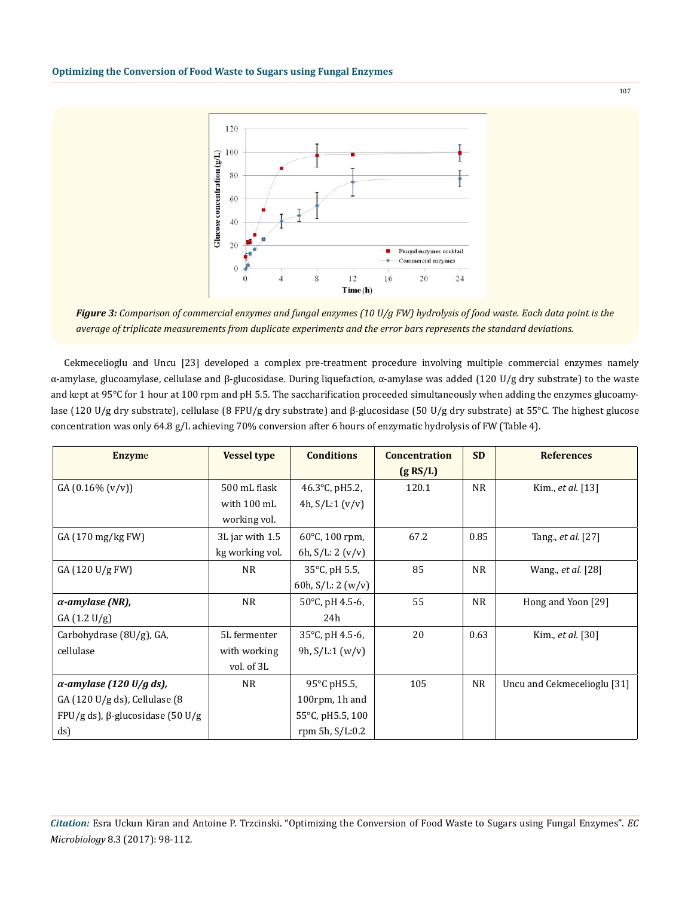Figure 3: *Comparison of commercial enzymes and fungal enzymes (10 U/g FW) hydrolysis of food waste. Each data point is the average of triplicate measurements from duplicate experiments and the error bars represents the standard deviations.*

Cekmecelioglu and Uncu [23] developed a complex pre-treatment procedure involving multiple commercial enzymes namely α-amylase, glucoamylase, cellulase and β-glucosidase. During liquefaction, α-amylase was added (120 U/g dry substrate) to the waste and kept at 95°C for 1 hour at 100 rpm and pH 5.5. The saccharification proceeded simultaneously when adding the enzymes glucoamylase (120 U/g dry substrate), cellulase (8 FPU/g dry substrate) and β-glucosidase (50 U/g dry substrate) at 55°C. The highest glucose concentration was only 64.8 g/L achieving 70% conversion after 6 hours of enzymatic hydrolysis of FW (Table 4).

| Enzyme | Vessel type | Conditions | Concentration (g RS/L) | SD | References |
|---|---|---|---|---|---|
| GA (0.16% (v/v)) | 500 mL flask with 100 mL working vol. | 46.3°C, pH5.2, 4h, S/L:1 (v/v) | 120.1 | NR | Kim., *et al.* [13] |
| GA (170 mg/kg FW) | 3L jar with 1.5 kg working vol. | 60°C, 100 rpm, 6h, S/L: 2 (v/v) | 67.2 | 0.85 | Tang., *et al.* [27] |
| GA (120 U/g FW) | NR | 35°C, pH 5.5, 60h, S/L: 2 (w/v) | 85 | NR | Wang., *et al.* [28] |
| ***α-amylase (NR),*** GA (1.2 U/g) | NR | 50°C, pH 4.5-6, 24h | 55 | NR | Hong and Yoon [29] |
| Carbohydrase (8U/g), GA, cellulase | 5L fermenter with working vol. of 3L | 35°C, pH 4.5-6, 9h, S/L:1 (w/v) | 20 | 0.63 | Kim., *et al.* [30] |
| ***α-amylase (120 U/g ds),*** GA (120 U/g ds), Cellulase (8 FPU/g ds), β-glucosidase (50 U/g ds) | NR | 95°C pH5.5, 100rpm, 1h and 55°C, pH5.5, 100 rpm 5h, S/L:0.2 | 105 | NR | Uncu and Cekmecelioglu [31] |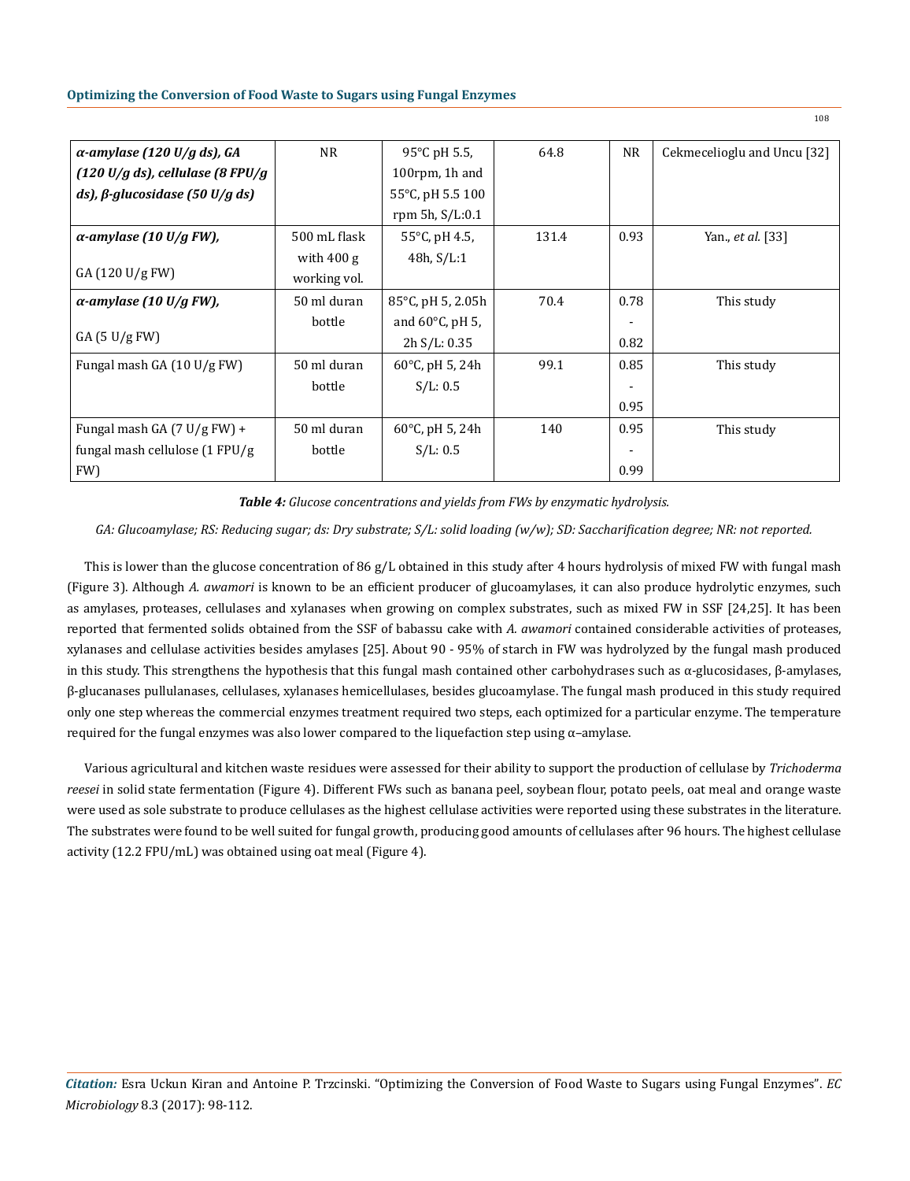| *α-amylase (120 U/g ds), GA (120 U/g ds), cellulase (8 FPU/g ds), β-glucosidase (50 U/g ds)* | NR | 95°C pH 5.5, 100rpm, 1h and 55°C, pH 5.5 100 rpm 5h, S/L:0.1 | 64.8 | NR | Cekmecelioglu and Uncu [32] |
|---|---|---|---|---|---|
| *α-amylase (10 U/g FW),* GA (120 U/g FW) | 500 mL flask with 400 g working vol. | 55°C, pH 4.5, 48h, S/L:1 | 131.4 | 0.93 | Yan., *et al.* [33] |
| *α-amylase (10 U/g FW),* GA (5 U/g FW) | 50 ml duran bottle | 85°C, pH 5, 2.05h and 60°C, pH 5, 2h S/L: 0.35 | 70.4 | 0.78 - 0.82 | This study |
| Fungal mash GA (10 U/g FW) | 50 ml duran bottle | 60°C, pH 5, 24h S/L: 0.5 | 99.1 | 0.85 - 0.95 | This study |
| Fungal mash GA (7 U/g FW) + fungal mash cellulose (1 FPU/g FW) | 50 ml duran bottle | 60°C, pH 5, 24h S/L: 0.5 | 140 | 0.95 - 0.99 | This study |

***Table 4:*** *Glucose concentrations and yields from FWs by enzymatic hydrolysis.*

*GA: Glucoamylase; RS: Reducing sugar; ds: Dry substrate; S/L: solid loading (w/w); SD: Saccharification degree; NR: not reported.*

This is lower than the glucose concentration of 86 g/L obtained in this study after 4 hours hydrolysis of mixed FW with fungal mash (Figure 3). Although *A. awamori* is known to be an efficient producer of glucoamylases, it can also produce hydrolytic enzymes, such as amylases, proteases, cellulases and xylanases when growing on complex substrates, such as mixed FW in SSF [24,25]. It has been reported that fermented solids obtained from the SSF of babassu cake with *A. awamori* contained considerable activities of proteases, xylanases and cellulase activities besides amylases [25]. About 90 - 95% of starch in FW was hydrolyzed by the fungal mash produced in this study. This strengthens the hypothesis that this fungal mash contained other carbohydrases such as α-glucosidases, β-amylases, β-glucanases pullulanases, cellulases, xylanases hemicellulases, besides glucoamylase. The fungal mash produced in this study required only one step whereas the commercial enzymes treatment required two steps, each optimized for a particular enzyme. The temperature required for the fungal enzymes was also lower compared to the liquefaction step using α–amylase.

Various agricultural and kitchen waste residues were assessed for their ability to support the production of cellulase by *Trichoderma reesei* in solid state fermentation (Figure 4). Different FWs such as banana peel, soybean flour, potato peels, oat meal and orange waste were used as sole substrate to produce cellulases as the highest cellulase activities were reported using these substrates in the literature. The substrates were found to be well suited for fungal growth, producing good amounts of cellulases after 96 hours. The highest cellulase activity (12.2 FPU/mL) was obtained using oat meal (Figure 4).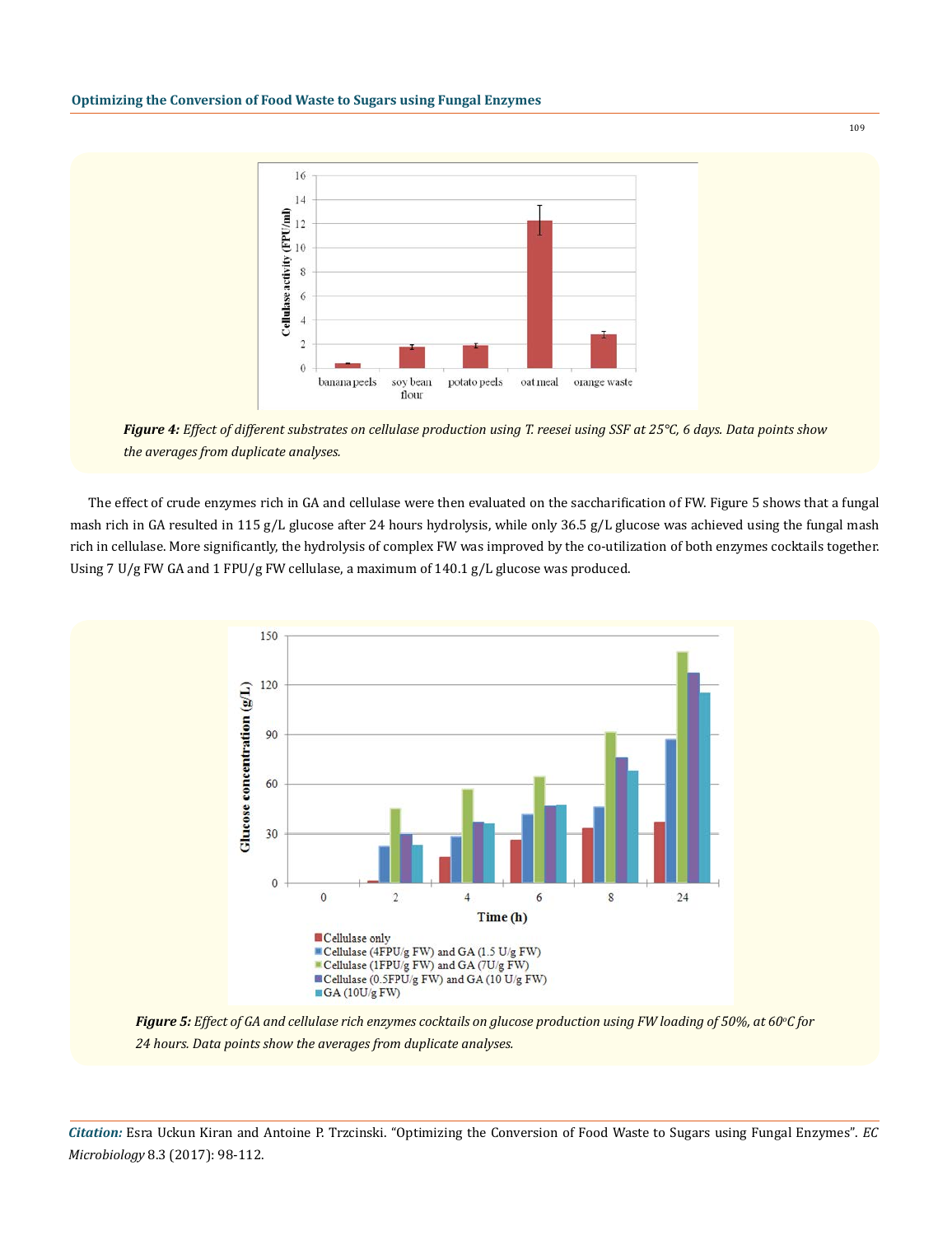**Figure 4:** *Effect of different substrates on cellulase production using T. reesei using SSF at 25°C, 6 days. Data points show the averages from duplicate analyses.*

The effect of crude enzymes rich in GA and cellulase were then evaluated on the saccharification of FW. Figure 5 shows that a fungal mash rich in GA resulted in 115 g/L glucose after 24 hours hydrolysis, while only 36.5 g/L glucose was achieved using the fungal mash rich in cellulase. More significantly, the hydrolysis of complex FW was improved by the co-utilization of both enzymes cocktails together. Using 7 U/g FW GA and 1 FPU/g FW cellulase, a maximum of 140.1 g/L glucose was produced.

**Figure 5:** *Effect of GA and cellulase rich enzymes cocktails on glucose production using FW loading of 50%, at 60°C for 24 hours. Data points show the averages from duplicate analyses.*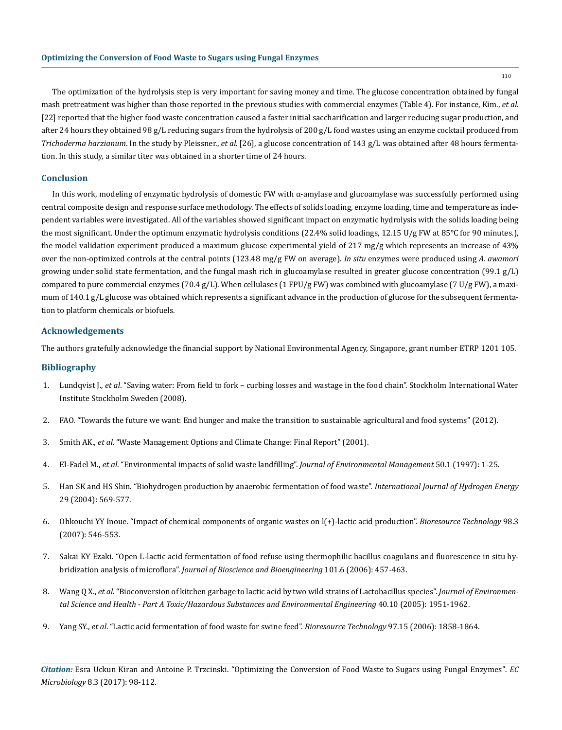The optimization of the hydrolysis step is very important for saving money and time. The glucose concentration obtained by fungal mash pretreatment was higher than those reported in the previous studies with commercial enzymes (Table 4). For instance, Kim., *et al.* [22] reported that the higher food waste concentration caused a faster initial saccharification and larger reducing sugar production, and after 24 hours they obtained 98 g/L reducing sugars from the hydrolysis of 200 g/L food wastes using an enzyme cocktail produced from *Trichoderma harzianum*. In the study by Pleissner., *et al.* [26], a glucose concentration of 143 g/L was obtained after 48 hours fermentation. In this study, a similar titer was obtained in a shorter time of 24 hours.

## Conclusion

In this work, modeling of enzymatic hydrolysis of domestic FW with α-amylase and glucoamylase was successfully performed using central composite design and response surface methodology. The effects of solids loading, enzyme loading, time and temperature as independent variables were investigated. All of the variables showed significant impact on enzymatic hydrolysis with the solids loading being the most significant. Under the optimum enzymatic hydrolysis conditions (22.4% solid loadings, 12.15 U/g FW at 85°C for 90 minutes.), the model validation experiment produced a maximum glucose experimental yield of 217 mg/g which represents an increase of 43% over the non-optimized controls at the central points (123.48 mg/g FW on average). *In situ* enzymes were produced using *A. awamori* growing under solid state fermentation, and the fungal mash rich in glucoamylase resulted in greater glucose concentration (99.1 g/L) compared to pure commercial enzymes (70.4 g/L). When cellulases (1 FPU/g FW) was combined with glucoamylase (7 U/g FW), a maximum of 140.1 g/L glucose was obtained which represents a significant advance in the production of glucose for the subsequent fermentation to platform chemicals or biofuels.

## Acknowledgements

The authors gratefully acknowledge the financial support by National Environmental Agency, Singapore, grant number ETRP 1201 105.

## Bibliography

1. Lundqvist J., *et al*. "Saving water: From field to fork – curbing losses and wastage in the food chain". Stockholm International Water Institute Stockholm Sweden (2008).
2. FAO. "Towards the future we want: End hunger and make the transition to sustainable agricultural and food systems" (2012).
3. Smith AK., *et al*. "Waste Management Options and Climate Change: Final Report" (2001).
4. El-Fadel M., *et al*. "Environmental impacts of solid waste landfilling". *Journal of Environmental Management* 50.1 (1997): 1-25.
5. Han SK and HS Shin. "Biohydrogen production by anaerobic fermentation of food waste". *International Journal of Hydrogen Energy* 29 (2004): 569-577.
6. Ohkouchi YY Inoue. "Impact of chemical components of organic wastes on l(+)-lactic acid production". *Bioresource Technology* 98.3 (2007): 546-553.
7. Sakai KY Ezaki. "Open L-lactic acid fermentation of food refuse using thermophilic bacillus coagulans and fluorescence in situ hybridization analysis of microflora". *Journal of Bioscience and Bioengineering* 101.6 (2006): 457-463.
8. Wang Q X., *et al*. "Bioconversion of kitchen garbage to lactic acid by two wild strains of Lactobacillus species". *Journal of Environmental Science and Health - Part A Toxic/Hazardous Substances and Environmental Engineering* 40.10 (2005): 1951-1962.
9. Yang SY., *et al*. "Lactic acid fermentation of food waste for swine feed". *Bioresource Technology* 97.15 (2006): 1858-1864.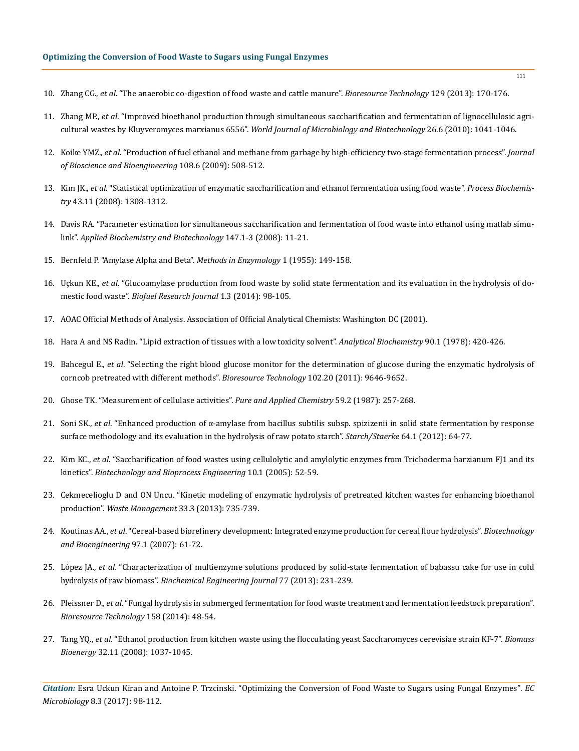10. Zhang CG., *et al*. "The anaerobic co-digestion of food waste and cattle manure". *Bioresource Technology* 129 (2013): 170-176.

11. Zhang MP., *et al*. "Improved bioethanol production through simultaneous saccharification and fermentation of lignocellulosic agricultural wastes by Kluyveromyces marxianus 6556". *World Journal of Microbiology and Biotechnology* 26.6 (2010): 1041-1046.

12. Koike YMZ., *et al*. "Production of fuel ethanol and methane from garbage by high-efficiency two-stage fermentation process". *Journal of Bioscience and Bioengineering* 108.6 (2009): 508-512.

13. Kim JK., *et al*. "Statistical optimization of enzymatic saccharification and ethanol fermentation using food waste". *Process Biochemistry* 43.11 (2008): 1308-1312.

14. Davis RA. "Parameter estimation for simultaneous saccharification and fermentation of food waste into ethanol using matlab simulink". *Applied Biochemistry and Biotechnology* 147.1-3 (2008): 11-21.

15. Bernfeld P. "Amylase Alpha and Beta". *Methods in Enzymology* 1 (1955): 149-158.

16. Uçkun KE., *et al*. "Glucoamylase production from food waste by solid state fermentation and its evaluation in the hydrolysis of domestic food waste". *Biofuel Research Journal* 1.3 (2014): 98-105.

17. AOAC Official Methods of Analysis. Association of Official Analytical Chemists: Washington DC (2001).

18. Hara A and NS Radin. "Lipid extraction of tissues with a low toxicity solvent". *Analytical Biochemistry* 90.1 (1978): 420-426.

19. Bahcegul E., *et al*. "Selecting the right blood glucose monitor for the determination of glucose during the enzymatic hydrolysis of corncob pretreated with different methods". *Bioresource Technology* 102.20 (2011): 9646-9652.

20. Ghose TK. "Measurement of cellulase activities". *Pure and Applied Chemistry* 59.2 (1987): 257-268.

21. Soni SK., *et al*. "Enhanced production of α-amylase from bacillus subtilis subsp. spizizenii in solid state fermentation by response surface methodology and its evaluation in the hydrolysis of raw potato starch". *Starch/Staerke* 64.1 (2012): 64-77.

22. Kim KC., *et al*. "Saccharification of food wastes using cellulolytic and amylolytic enzymes from Trichoderma harzianum FJ1 and its kinetics". *Biotechnology and Bioprocess Engineering* 10.1 (2005): 52-59.

23. Cekmecelioglu D and ON Uncu. "Kinetic modeling of enzymatic hydrolysis of pretreated kitchen wastes for enhancing bioethanol production". *Waste Management* 33.3 (2013): 735-739.

24. Koutinas AA., *et al*. "Cereal-based biorefinery development: Integrated enzyme production for cereal flour hydrolysis". *Biotechnology and Bioengineering* 97.1 (2007): 61-72.

25. López JA., *et al*. "Characterization of multienzyme solutions produced by solid-state fermentation of babassu cake for use in cold hydrolysis of raw biomass". *Biochemical Engineering Journal* 77 (2013): 231-239.

26. Pleissner D., *et al*. "Fungal hydrolysis in submerged fermentation for food waste treatment and fermentation feedstock preparation". *Bioresource Technology* 158 (2014): 48-54.

27. Tang YQ., *et al*. "Ethanol production from kitchen waste using the flocculating yeast Saccharomyces cerevisiae strain KF-7". *Biomass Bioenergy* 32.11 (2008): 1037-1045.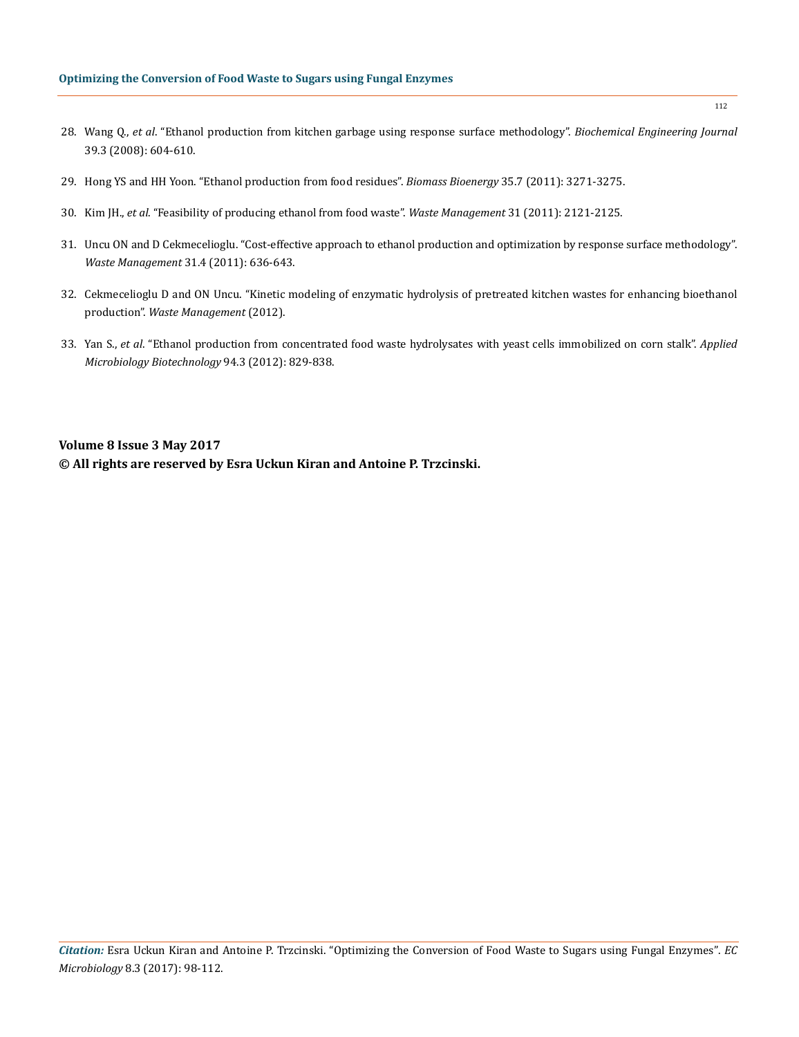28. Wang Q., *et al*. "Ethanol production from kitchen garbage using response surface methodology". *Biochemical Engineering Journal* 39.3 (2008): 604-610.

29. Hong YS and HH Yoon. "Ethanol production from food residues". *Biomass Bioenergy* 35.7 (2011): 3271-3275.

30. Kim JH., *et al*. "Feasibility of producing ethanol from food waste". *Waste Management* 31 (2011): 2121-2125.

31. Uncu ON and D Cekmecelioglu. "Cost-effective approach to ethanol production and optimization by response surface methodology". *Waste Management* 31.4 (2011): 636-643.

32. Cekmecelioglu D and ON Uncu. "Kinetic modeling of enzymatic hydrolysis of pretreated kitchen wastes for enhancing bioethanol production". *Waste Management* (2012).

33. Yan S., *et al*. "Ethanol production from concentrated food waste hydrolysates with yeast cells immobilized on corn stalk". *Applied Microbiology Biotechnology* 94.3 (2012): 829-838.

**Volume 8 Issue 3 May 2017**
**© All rights are reserved by Esra Uckun Kiran and Antoine P. Trzcinski.**